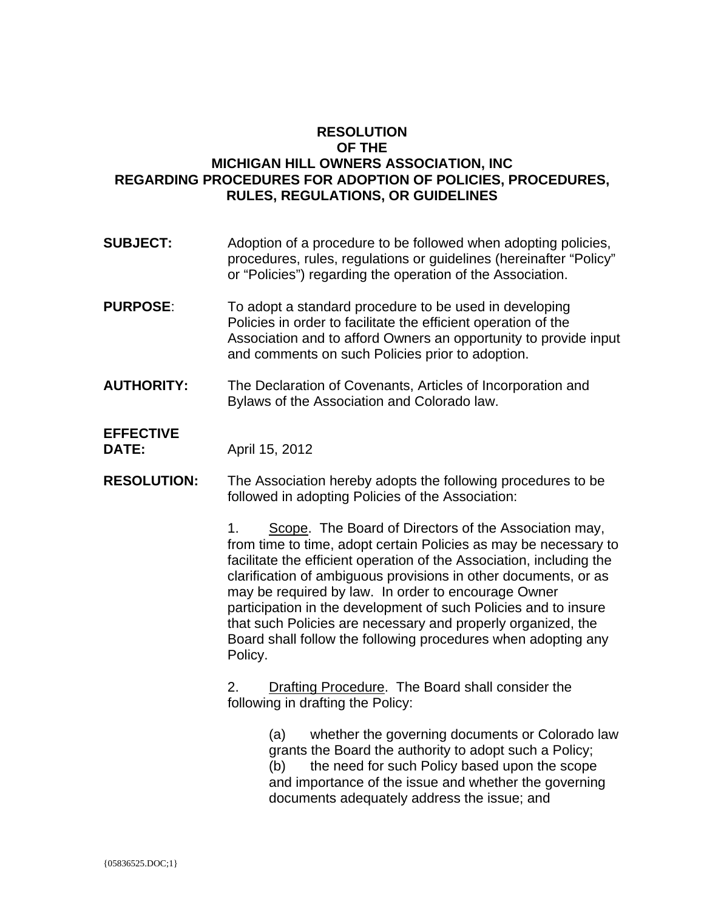# RESOLUTION OF THE MICHIGAN HILL OWNERS ASSOCIATION, INC REGARDING PROCEDURES FOR ADOPTION OF POLICIES, PROCEDURES, RULES, REGULATIONS, OR GUIDELINES

**SUBJECT:** Adoption of a procedure to be followed when adopting policies, procedures, rules, regulations or guidelines (hereinafter "Policy" or "Policies") regarding the operation of the Association.

**PURPOSE**: To adopt a standard procedure to be used in developing Policies in order to facilitate the efficient operation of the Association and to afford Owners an opportunity to provide input and comments on such Policies prior to adoption.

**AUTHORITY:** The Declaration of Covenants, Articles of Incorporation and Bylaws of the Association and Colorado law.

**EFFECTIVE DATE:** April 15, 2012

**RESOLUTION:** The Association hereby adopts the following procedures to be followed in adopting Policies of the Association:

1. Scope. The Board of Directors of the Association may, from time to time, adopt certain Policies as may be necessary to facilitate the efficient operation of the Association, including the clarification of ambiguous provisions in other documents, or as may be required by law. In order to encourage Owner participation in the development of such Policies and to insure that such Policies are necessary and properly organized, the Board shall follow the following procedures when adopting any Policy.

2. Drafting Procedure. The Board shall consider the following in drafting the Policy:

   (a) whether the governing documents or Colorado law grants the Board the authority to adopt such a Policy;
   (b) the need for such Policy based upon the scope and importance of the issue and whether the governing documents adequately address the issue; and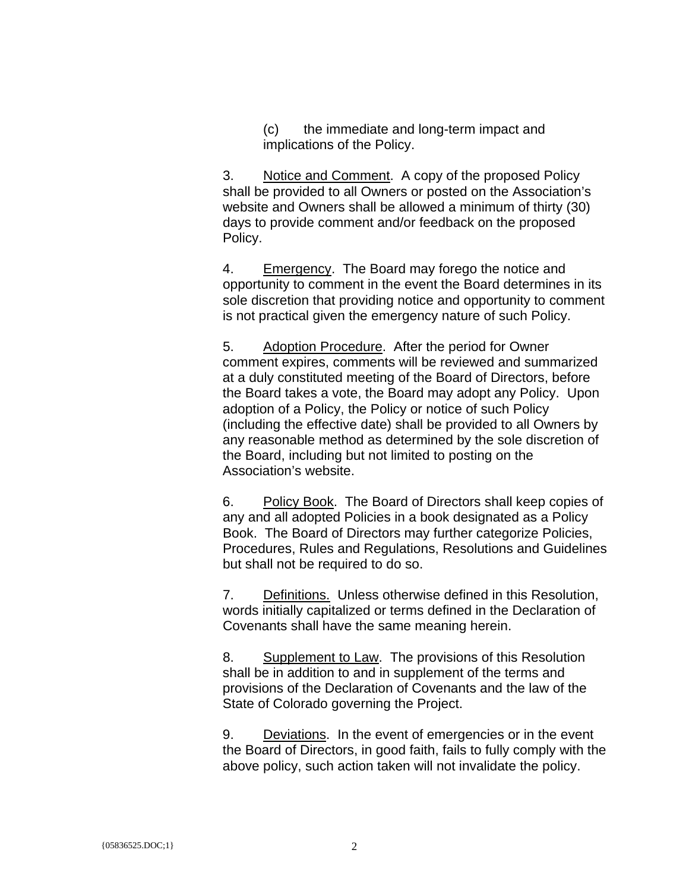(c) the immediate and long-term impact and implications of the Policy.

3. Notice and Comment. A copy of the proposed Policy shall be provided to all Owners or posted on the Association's website and Owners shall be allowed a minimum of thirty (30) days to provide comment and/or feedback on the proposed Policy.

4. Emergency. The Board may forego the notice and opportunity to comment in the event the Board determines in its sole discretion that providing notice and opportunity to comment is not practical given the emergency nature of such Policy.

5. Adoption Procedure. After the period for Owner comment expires, comments will be reviewed and summarized at a duly constituted meeting of the Board of Directors, before the Board takes a vote, the Board may adopt any Policy. Upon adoption of a Policy, the Policy or notice of such Policy (including the effective date) shall be provided to all Owners by any reasonable method as determined by the sole discretion of the Board, including but not limited to posting on the Association's website.

6. Policy Book. The Board of Directors shall keep copies of any and all adopted Policies in a book designated as a Policy Book. The Board of Directors may further categorize Policies, Procedures, Rules and Regulations, Resolutions and Guidelines but shall not be required to do so.

7. Definitions. Unless otherwise defined in this Resolution, words initially capitalized or terms defined in the Declaration of Covenants shall have the same meaning herein.

8. Supplement to Law. The provisions of this Resolution shall be in addition to and in supplement of the terms and provisions of the Declaration of Covenants and the law of the State of Colorado governing the Project.

9. Deviations. In the event of emergencies or in the event the Board of Directors, in good faith, fails to fully comply with the above policy, such action taken will not invalidate the policy.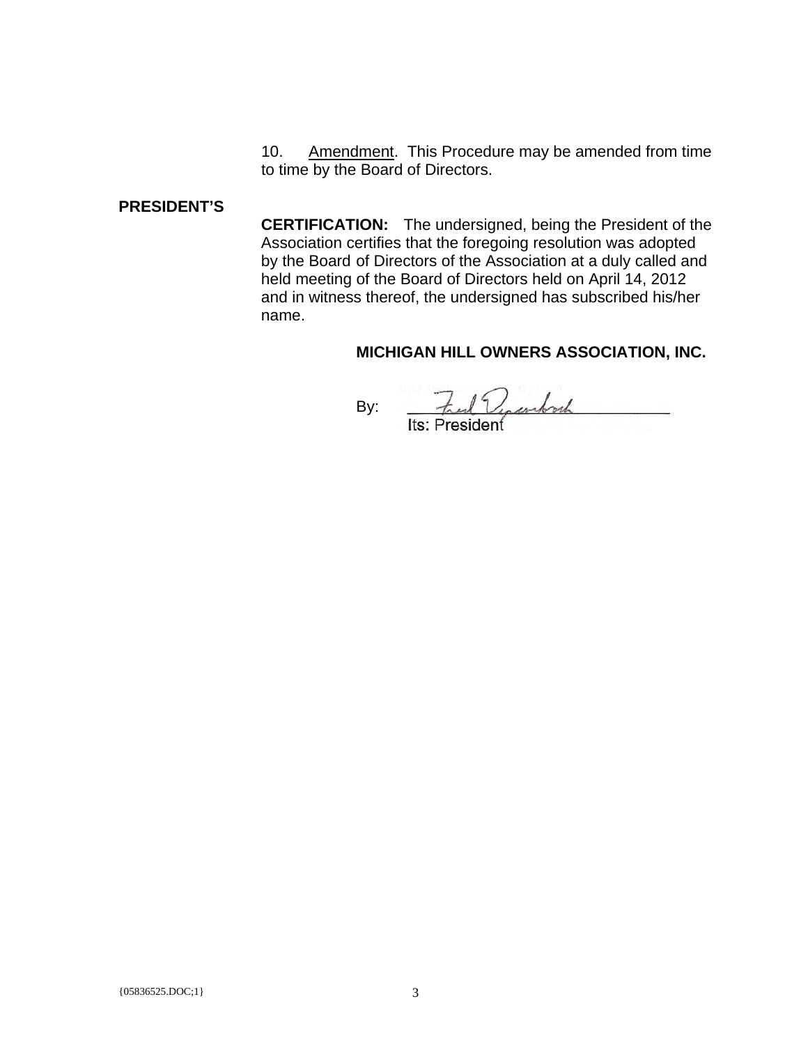10. Amendment. This Procedure may be amended from time to time by the Board of Directors.

**PRESIDENT'S CERTIFICATION:** The undersigned, being the President of the Association certifies that the foregoing resolution was adopted by the Board of Directors of the Association at a duly called and held meeting of the Board of Directors held on April 14, 2012 and in witness thereof, the undersigned has subscribed his/her name.

**MICHIGAN HILL OWNERS ASSOCIATION, INC.**

By: ______________________________
Its: President

{05836525.DOC;1}